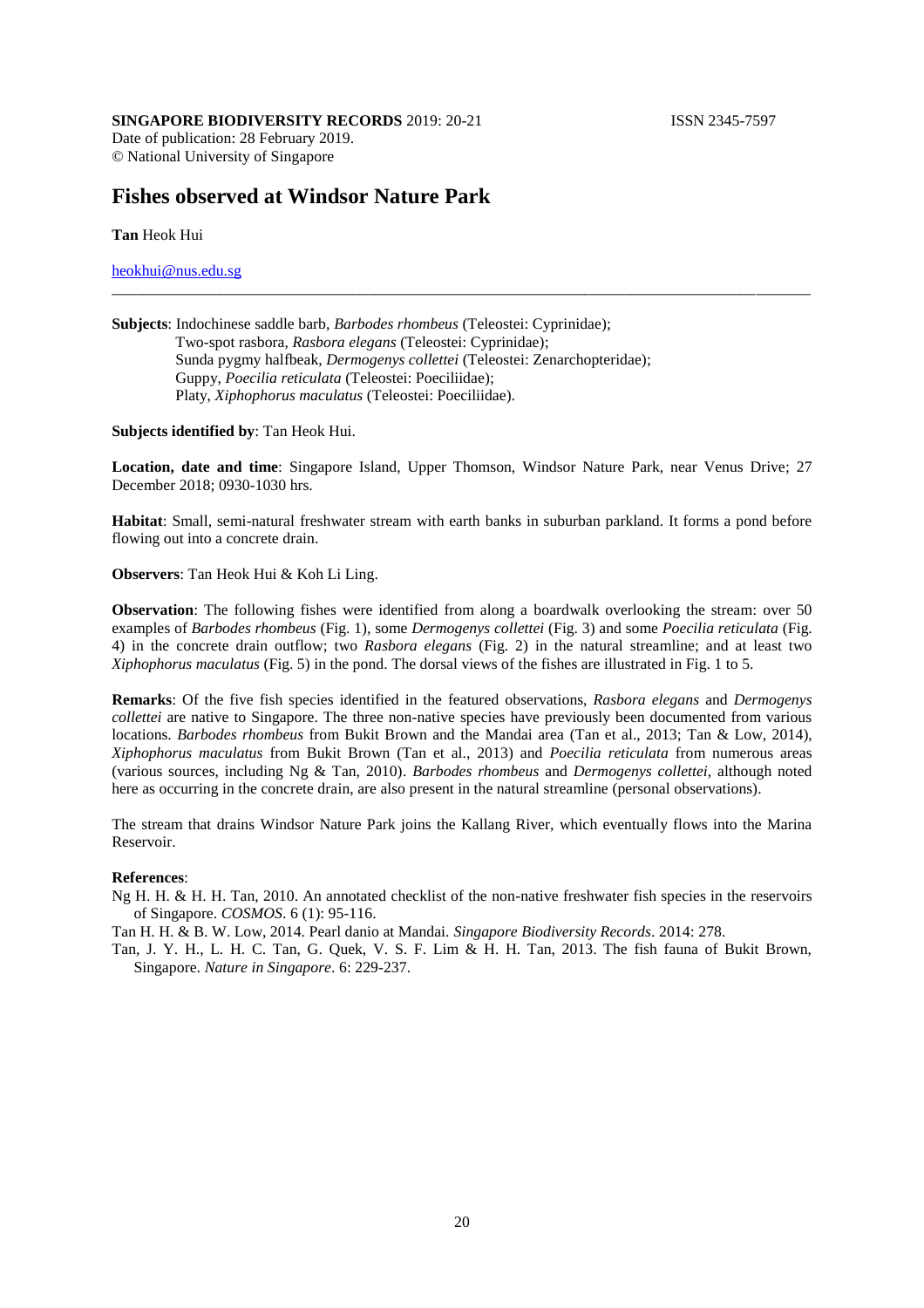**SINGAPORE BIODIVERSITY RECORDS** 2019: 20-21 ISSN 2345-7597

Date of publication: 28 February 2019.
© National University of Singapore

# Fishes observed at Windsor Nature Park

**Tan** Heok Hui

heokhui@nus.edu.sg

---

**Subjects**: Indochinese saddle barb, *Barbodes rhombeus* (Teleostei: Cyprinidae);
Two-spot rasbora, *Rasbora elegans* (Teleostei: Cyprinidae);
Sunda pygmy halfbeak, *Dermogenys collettei* (Teleostei: Zenarchopteridae);
Guppy, *Poecilia reticulata* (Teleostei: Poeciliidae);
Platy, *Xiphophorus maculatus* (Teleostei: Poeciliidae).

**Subjects identified by**: Tan Heok Hui.

**Location, date and time**: Singapore Island, Upper Thomson, Windsor Nature Park, near Venus Drive; 27 December 2018; 0930-1030 hrs.

**Habitat**: Small, semi-natural freshwater stream with earth banks in suburban parkland. It forms a pond before flowing out into a concrete drain.

**Observers**: Tan Heok Hui & Koh Li Ling.

**Observation**: The following fishes were identified from along a boardwalk overlooking the stream: over 50 examples of *Barbodes rhombeus* (Fig. 1), some *Dermogenys collettei* (Fig. 3) and some *Poecilia reticulata* (Fig. 4) in the concrete drain outflow; two *Rasbora elegans* (Fig. 2) in the natural streamline; and at least two *Xiphophorus maculatus* (Fig. 5) in the pond. The dorsal views of the fishes are illustrated in Fig. 1 to 5.

**Remarks**: Of the five fish species identified in the featured observations, *Rasbora elegans* and *Dermogenys collettei* are native to Singapore. The three non-native species have previously been documented from various locations. *Barbodes rhombeus* from Bukit Brown and the Mandai area (Tan et al., 2013; Tan & Low, 2014), *Xiphophorus maculatus* from Bukit Brown (Tan et al., 2013) and *Poecilia reticulata* from numerous areas (various sources, including Ng & Tan, 2010). *Barbodes rhombeus* and *Dermogenys collettei*, although noted here as occurring in the concrete drain, are also present in the natural streamline (personal observations).

The stream that drains Windsor Nature Park joins the Kallang River, which eventually flows into the Marina Reservoir.

**References**:

Ng H. H. & H. H. Tan, 2010. An annotated checklist of the non-native freshwater fish species in the reservoirs of Singapore. *COSMOS*. 6 (1): 95-116.

Tan H. H. & B. W. Low, 2014. Pearl danio at Mandai. *Singapore Biodiversity Records*. 2014: 278.

Tan, J. Y. H., L. H. C. Tan, G. Quek, V. S. F. Lim & H. H. Tan, 2013. The fish fauna of Bukit Brown, Singapore. *Nature in Singapore*. 6: 229-237.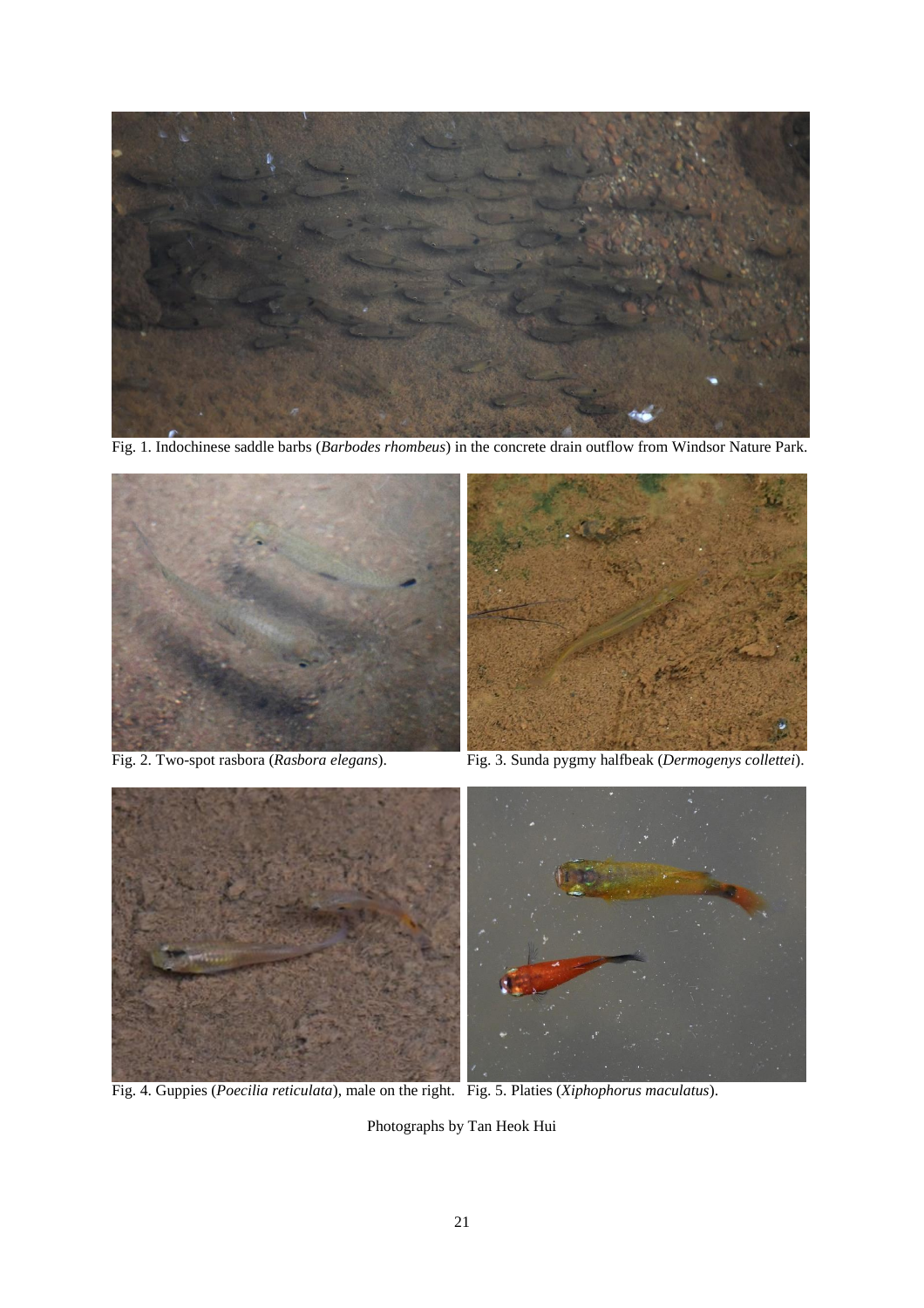Fig. 1. Indochinese saddle barbs (*Barbodes rhombeus*) in the concrete drain outflow from Windsor Nature Park.

Fig. 2. Two-spot rasbora (*Rasbora elegans*).

Fig. 3. Sunda pygmy halfbeak (*Dermogenys collettei*).

Fig. 4. Guppies (*Poecilia reticulata*), male on the right.

Fig. 5. Platies (*Xiphophorus maculatus*).

Photographs by Tan Heok Hui